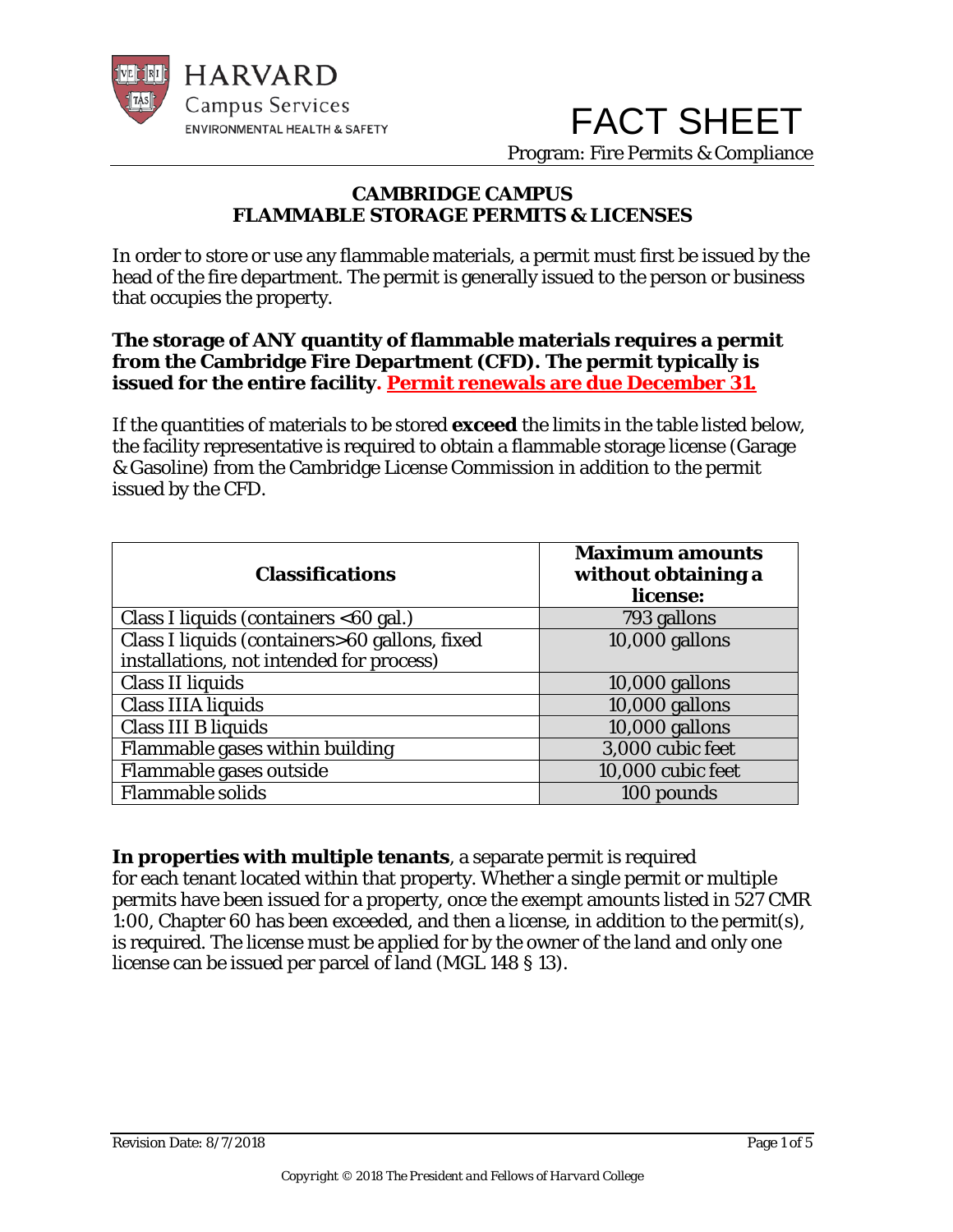HARVARD
Campus Services
ENVIRONMENTAL HEALTH & SAFETY

# FACT SHEET

Program: Fire Permits & Compliance

## CAMBRIDGE CAMPUS
## FLAMMABLE STORAGE PERMITS & LICENSES

In order to store or use any flammable materials, a permit must first be issued by the head of the fire department. The permit is generally issued to the person or business that occupies the property.

**The storage of ANY quantity of flammable materials requires a permit from the Cambridge Fire Department (CFD). The permit typically is issued for the entire facility. Permit renewals are due December 31.**

If the quantities of materials to be stored **exceed** the limits in the table listed below, the facility representative is required to obtain a flammable storage license (Garage & Gasoline) from the Cambridge License Commission in addition to the permit issued by the CFD.

| Classifications | Maximum amounts without obtaining a license: |
|---|---|
| Class I liquids (containers <60 gal.) | 793 gallons |
| Class I liquids (containers>60 gallons, fixed installations, not intended for process) | 10,000 gallons |
| Class II liquids | 10,000 gallons |
| Class IIIA liquids | 10,000 gallons |
| Class III B liquids | 10,000 gallons |
| Flammable gases within building | 3,000 cubic feet |
| Flammable gases outside | 10,000 cubic feet |
| Flammable solids | 100 pounds |

**In properties with multiple tenants**, a separate permit is required for each tenant located within that property. Whether a single permit or multiple permits have been issued for a property, once the exempt amounts listed in 527 CMR 1:00, Chapter 60 has been exceeded, and then a license, in addition to the permit(s), is required. The license must be applied for by the owner of the land and only one license can be issued per parcel of land (MGL 148 § 13).

Revision Date: 8/7/2018

*Copyright © 2018 The President and Fellows of Harvard College*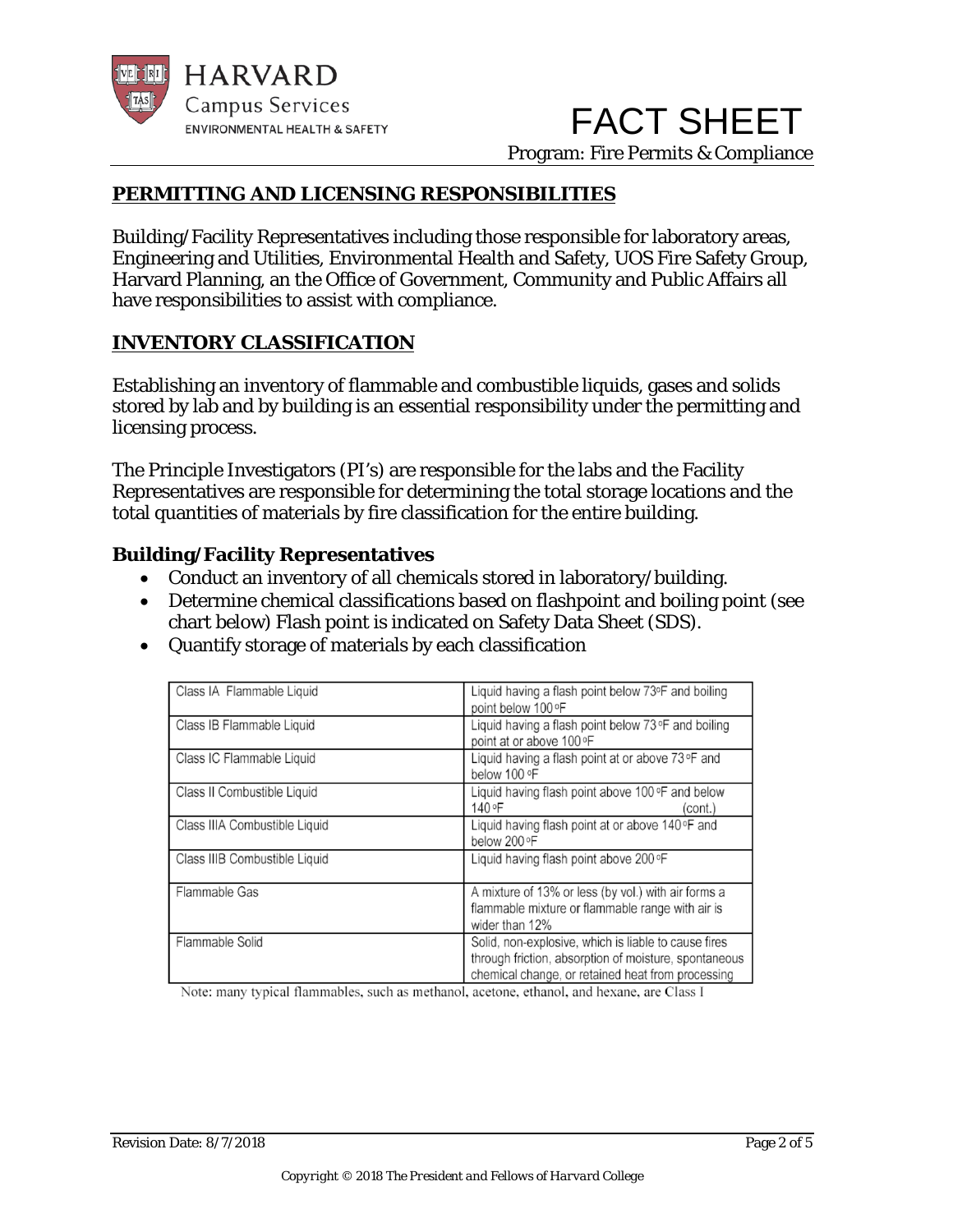## PERMITTING AND LICENSING RESPONSIBILITIES

Building/Facility Representatives including those responsible for laboratory areas, Engineering and Utilities, Environmental Health and Safety, UOS Fire Safety Group, Harvard Planning, an the Office of Government, Community and Public Affairs all have responsibilities to assist with compliance.

## INVENTORY CLASSIFICATION

Establishing an inventory of flammable and combustible liquids, gases and solids stored by lab and by building is an essential responsibility under the permitting and licensing process.

The Principle Investigators (PI's) are responsible for the labs and the Facility Representatives are responsible for determining the total storage locations and the total quantities of materials by fire classification for the entire building.

### Building/Facility Representatives

- Conduct an inventory of all chemicals stored in laboratory/building.
- Determine chemical classifications based on flashpoint and boiling point (see chart below) Flash point is indicated on Safety Data Sheet (SDS).
- Quantify storage of materials by each classification

| Class | Definition |
|---|---|
| Class IA Flammable Liquid | Liquid having a flash point below 73°F and boiling point below 100 °F |
| Class IB Flammable Liquid | Liquid having a flash point below 73 °F and boiling point at or above 100 °F |
| Class IC Flammable Liquid | Liquid having a flash point at or above 73 °F and below 100 °F |
| Class II Combustible Liquid | Liquid having flash point above 100 °F and below 140 °F (cont.) |
| Class IIIA Combustible Liquid | Liquid having flash point at or above 140 °F and below 200 °F |
| Class IIIB Combustible Liquid | Liquid having flash point above 200 °F |
| Flammable Gas | A mixture of 13% or less (by vol.) with air forms a flammable mixture or flammable range with air is wider than 12% |
| Flammable Solid | Solid, non-explosive, which is liable to cause fires through friction, absorption of moisture, spontaneous chemical change, or retained heat from processing |

Note: many typical flammables, such as methanol, acetone, ethanol, and hexane, are Class I

Revision Date: 8/7/2018

Copyright © 2018 The President and Fellows of Harvard College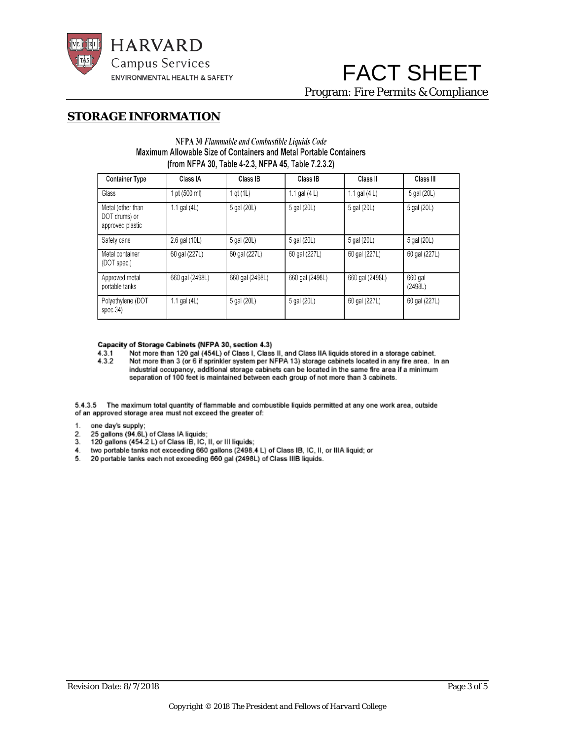## STORAGE INFORMATION

NFPA 30 *Flammable and Combustible Liquids Code*
Maximum Allowable Size of Containers and Metal Portable Containers
(from NFPA 30, Table 4-2.3, NFPA 45, Table 7.2.3.2)

| Container Type | Class IA | Class IB | Class IB | Class II | Class III |
|---|---|---|---|---|---|
| Glass | 1 pt (500 ml) | 1 qt (1L) | 1.1 gal (4 L) | 1.1 gal (4 L) | 5 gal (20L) |
| Metal (other than DOT drums) or approved plastic | 1.1 gal (4L) | 5 gal (20L) | 5 gal (20L) | 5 gal (20L) | 5 gal (20L) |
| Safety cans | 2.6 gal (10L) | 5 gal (20L) | 5 gal (20L) | 5 gal (20L) | 5 gal (20L) |
| Metal container (DOT spec.) | 60 gal (227L) | 60 gal (227L) | 60 gal (227L) | 60 gal (227L) | 60 gal (227L) |
| Approved metal portable tanks | 660 gal (2498L) | 660 gal (2498L) | 660 gal (2498L) | 660 gal (2498L) | 660 gal (2498L) |
| Polyethylene (DOT spec.34) | 1.1 gal (4L) | 5 gal (20L) | 5 gal (20L) | 60 gal (227L) | 60 gal (227L) |

**Capacity of Storage Cabinets (NFPA 30, section 4.3)**

4.3.1 Not more than 120 gal (454L) of Class I, Class II, and Class IIA liquids stored in a storage cabinet.

4.3.2 Not more than 3 (or 6 if sprinkler system per NFPA 13) storage cabinets located in any fire area. In an industrial occupancy, additional storage cabinets can be located in the same fire area if a minimum separation of 100 feet is maintained between each group of not more than 3 cabinets.

5.4.3.5 The maximum total quantity of flammable and combustible liquids permitted at any one work area, outside of an approved storage area must not exceed the greater of:

1. one day's supply;
2. 25 gallons (94.6L) of Class IA liquids;
3. 120 gallons (454.2 L) of Class IB, IC, II, or III liquids;
4. two portable tanks not exceeding 660 gallons (2498.4 L) of Class IB, IC, II, or IIIA liquid; or
5. 20 portable tanks each not exceeding 660 gal (2498L) of Class IIIB liquids.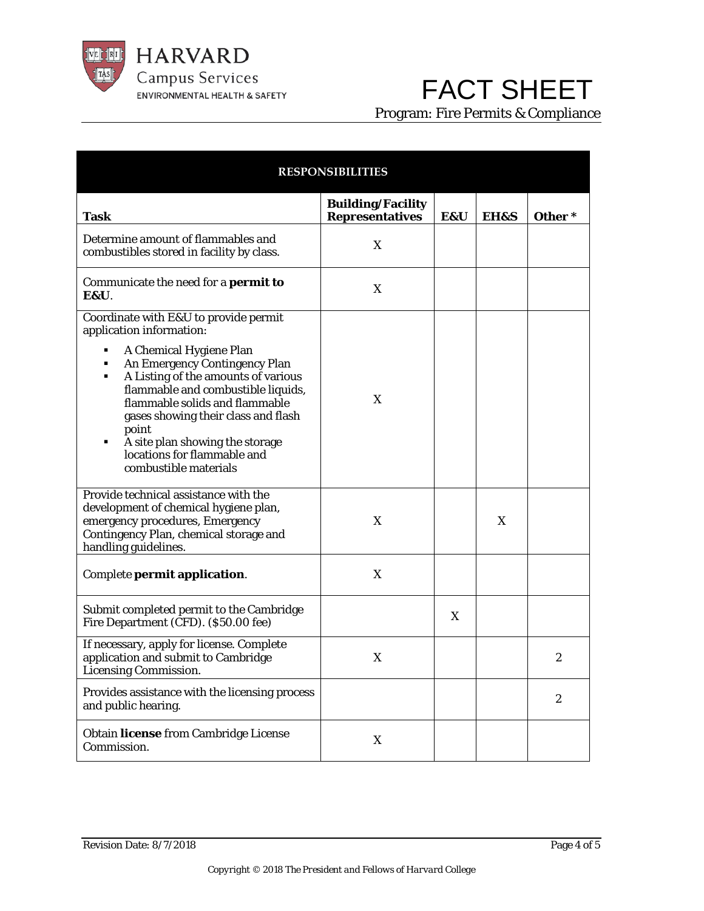| RESPONSIBILITIES | | | | |
|---|---|---|---|---|
| **Task** | **Building/Facility Representatives** | **E&U** | **EH&S** | **Other \*** |
| Determine amount of flammables and combustibles stored in facility by class. | X | | | |
| Communicate the need for a **permit to E&U**. | X | | | |
| Coordinate with E&U to provide permit application information:<br>▪ A Chemical Hygiene Plan<br>▪ An Emergency Contingency Plan<br>▪ A Listing of the amounts of various flammable and combustible liquids, flammable solids and flammable gases showing their class and flash point<br>▪ A site plan showing the storage locations for flammable and combustible materials | X | | | |
| Provide technical assistance with the development of chemical hygiene plan, emergency procedures, Emergency Contingency Plan, chemical storage and handling guidelines. | X | | X | |
| Complete **permit application**. | X | | | |
| Submit completed permit to the Cambridge Fire Department (CFD). ($50.00 fee) | | X | | |
| If necessary, apply for license. Complete application and submit to Cambridge Licensing Commission. | X | | | 2 |
| Provides assistance with the licensing process and public hearing. | | | | 2 |
| Obtain **license** from Cambridge License Commission. | X | | | |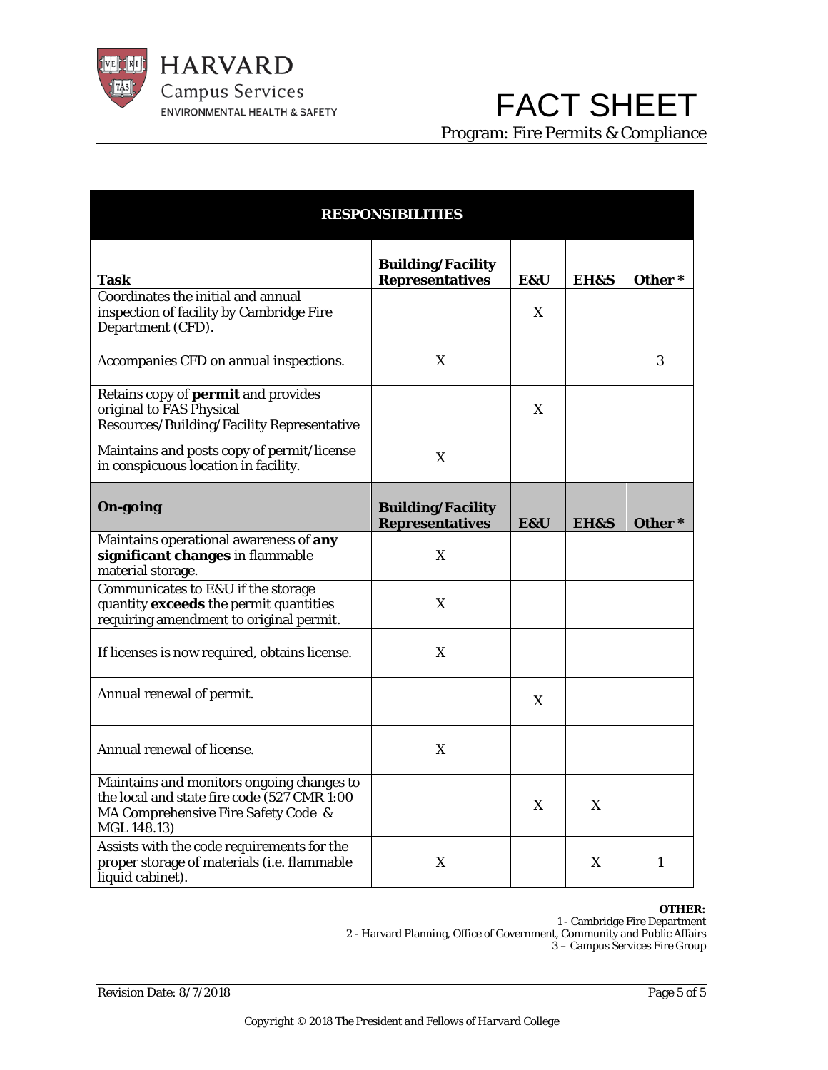# FACT SHEET

Program: Fire Permits & Compliance

| RESPONSIBILITIES | | | | |
|---|---|---|---|---|
| **Task** | **Building/Facility Representatives** | **E&U** | **EH&S** | **Other \*** |
| Coordinates the initial and annual inspection of facility by Cambridge Fire Department (CFD). | | X | | |
| Accompanies CFD on annual inspections. | X | | | 3 |
| Retains copy of **permit** and provides original to FAS Physical Resources/Building/Facility Representative | | X | | |
| Maintains and posts copy of permit/license in conspicuous location in facility. | X | | | |
| **On-going** | **Building/Facility Representatives** | **E&U** | **EH&S** | **Other \*** |
| Maintains operational awareness of **any significant changes** in flammable material storage. | X | | | |
| Communicates to E&U if the storage quantity **exceeds** the permit quantities requiring amendment to original permit. | X | | | |
| If licenses is now required, obtains license. | X | | | |
| Annual renewal of permit. | | X | | |
| Annual renewal of license. | X | | | |
| Maintains and monitors ongoing changes to the local and state fire code (527 CMR 1:00 MA Comprehensive Fire Safety Code & MGL 148.13) | | X | X | |
| Assists with the code requirements for the proper storage of materials (i.e. flammable liquid cabinet). | X | | X | 1 |

**OTHER:**
1 - Cambridge Fire Department
2 - Harvard Planning, Office of Government, Community and Public Affairs
3 – Campus Services Fire Group

Revision Date: 8/7/2018

*Copyright © 2018 The President and Fellows of Harvard College*